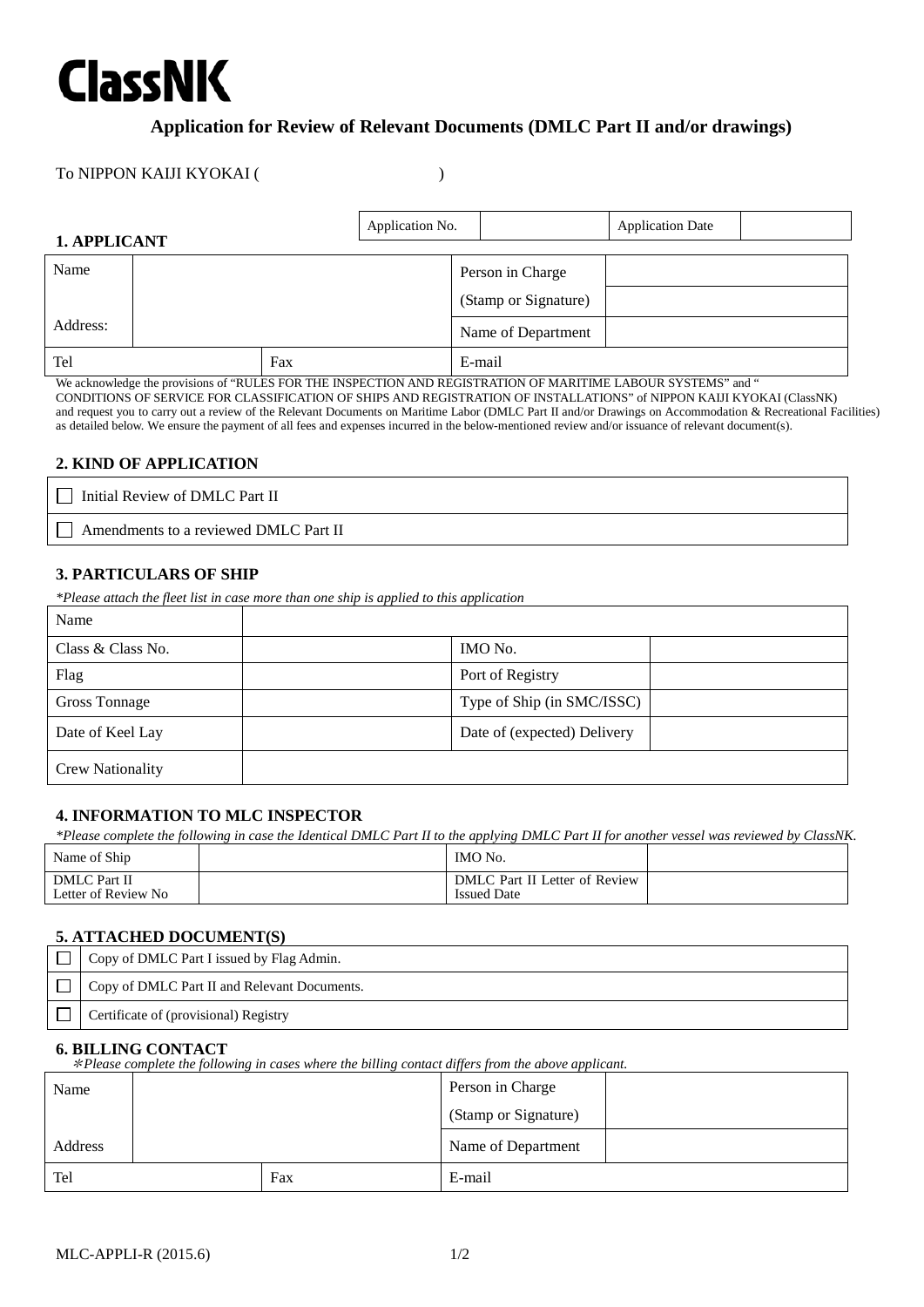# ClassNK

## Application for Review of Relevant Documents (DMLC Part II and/or drawings)

To NIPPON KAIJI KYOKAI (                                        )

| Application No. | | Application Date | |
|---|---|---|---|

### 1. APPLICANT

| Name | | Person in Charge (Stamp or Signature) | |
|---|---|---|---|
| Address: | | Name of Department | |
| Tel | Fax | E-mail | |

We acknowledge the provisions of "RULES FOR THE INSPECTION AND REGISTRATION OF MARITIME LABOUR SYSTEMS" and "CONDITIONS OF SERVICE FOR CLASSIFICATION OF SHIPS AND REGISTRATION OF INSTALLATIONS" of NIPPON KAIJI KYOKAI (ClassNK) and request you to carry out a review of the Relevant Documents on Maritime Labor (DMLC Part II and/or Drawings on Accommodation & Recreational Facilities) as detailed below. We ensure the payment of all fees and expenses incurred in the below-mentioned review and/or issuance of relevant document(s).

### 2. KIND OF APPLICATION

- ☐ Initial Review of DMLC Part II
- ☐ Amendments to a reviewed DMLC Part II

### 3. PARTICULARS OF SHIP

*\*Please attach the fleet list in case more than one ship is applied to this application*

| Name | | | |
|---|---|---|---|
| Class & Class No. | | IMO No. | |
| Flag | | Port of Registry | |
| Gross Tonnage | | Type of Ship (in SMC/ISSC) | |
| Date of Keel Lay | | Date of (expected) Delivery | |
| Crew Nationality | | | |

### 4. INFORMATION TO MLC INSPECTOR

*\*Please complete the following in case the Identical DMLC Part II to the applying DMLC Part II for another vessel was reviewed by ClassNK.*

| Name of Ship | | IMO No. | |
|---|---|---|---|
| DMLC Part II Letter of Review No | | DMLC Part II Letter of Review Issued Date | |

### 5. ATTACHED DOCUMENT(S)

- ☐ Copy of DMLC Part I issued by Flag Admin.
- ☐ Copy of DMLC Part II and Relevant Documents.
- ☐ Certificate of (provisional) Registry

### 6. BILLING CONTACT

*\*Please complete the following in cases where the billing contact differs from the above applicant.*

| Name | | Person in Charge (Stamp or Signature) | |
|---|---|---|---|
| Address | | Name of Department | |
| Tel | Fax | E-mail | |

MLC-APPLI-R (2015.6)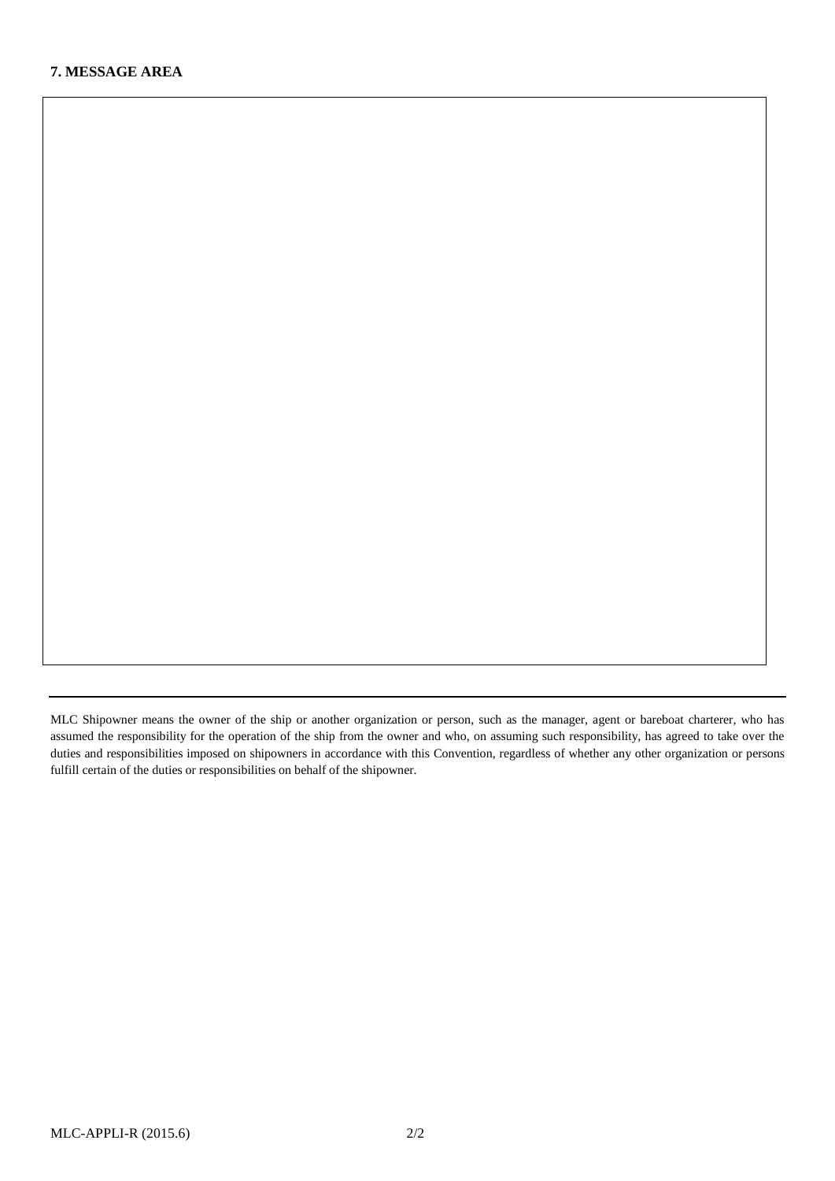**7. MESSAGE AREA**

---

MLC Shipowner means the owner of the ship or another organization or person, such as the manager, agent or bareboat charterer, who has assumed the responsibility for the operation of the ship from the owner and who, on assuming such responsibility, has agreed to take over the duties and responsibilities imposed on shipowners in accordance with this Convention, regardless of whether any other organization or persons fulfill certain of the duties or responsibilities on behalf of the shipowner.

MLC-APPLI-R (2015.6)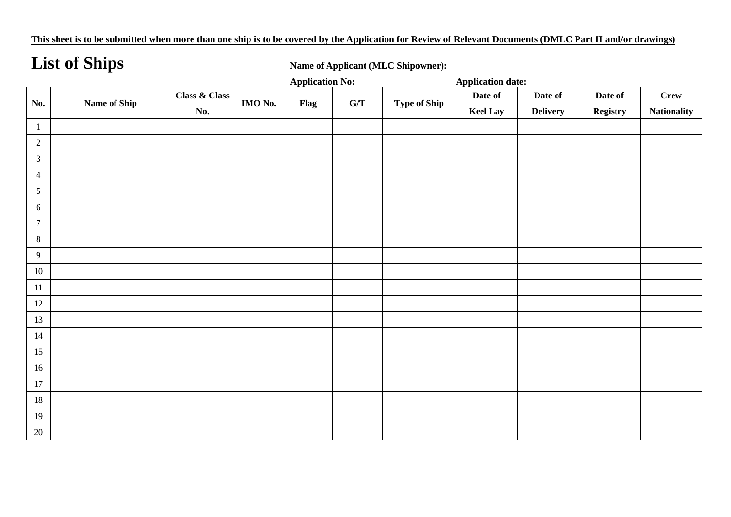**<u>This sheet is to be submitted when more than one ship is to be covered by the Application for Review of Relevant Documents (DMLC Part II and/or drawings)</u>**

# List of Ships

**Name of Applicant (MLC Shipowner):**

**Application No:** **Application date:**

| No. | Name of Ship | Class & Class No. | IMO No. | Flag | G/T | Type of Ship | Date of Keel Lay | Date of Delivery | Date of Registry | Crew Nationality |
|---|---|---|---|---|---|---|---|---|---|---|
| 1 | | | | | | | | | | |
| 2 | | | | | | | | | | |
| 3 | | | | | | | | | | |
| 4 | | | | | | | | | | |
| 5 | | | | | | | | | | |
| 6 | | | | | | | | | | |
| 7 | | | | | | | | | | |
| 8 | | | | | | | | | | |
| 9 | | | | | | | | | | |
| 10 | | | | | | | | | | |
| 11 | | | | | | | | | | |
| 12 | | | | | | | | | | |
| 13 | | | | | | | | | | |
| 14 | | | | | | | | | | |
| 15 | | | | | | | | | | |
| 16 | | | | | | | | | | |
| 17 | | | | | | | | | | |
| 18 | | | | | | | | | | |
| 19 | | | | | | | | | | |
| 20 | | | | | | | | | | |